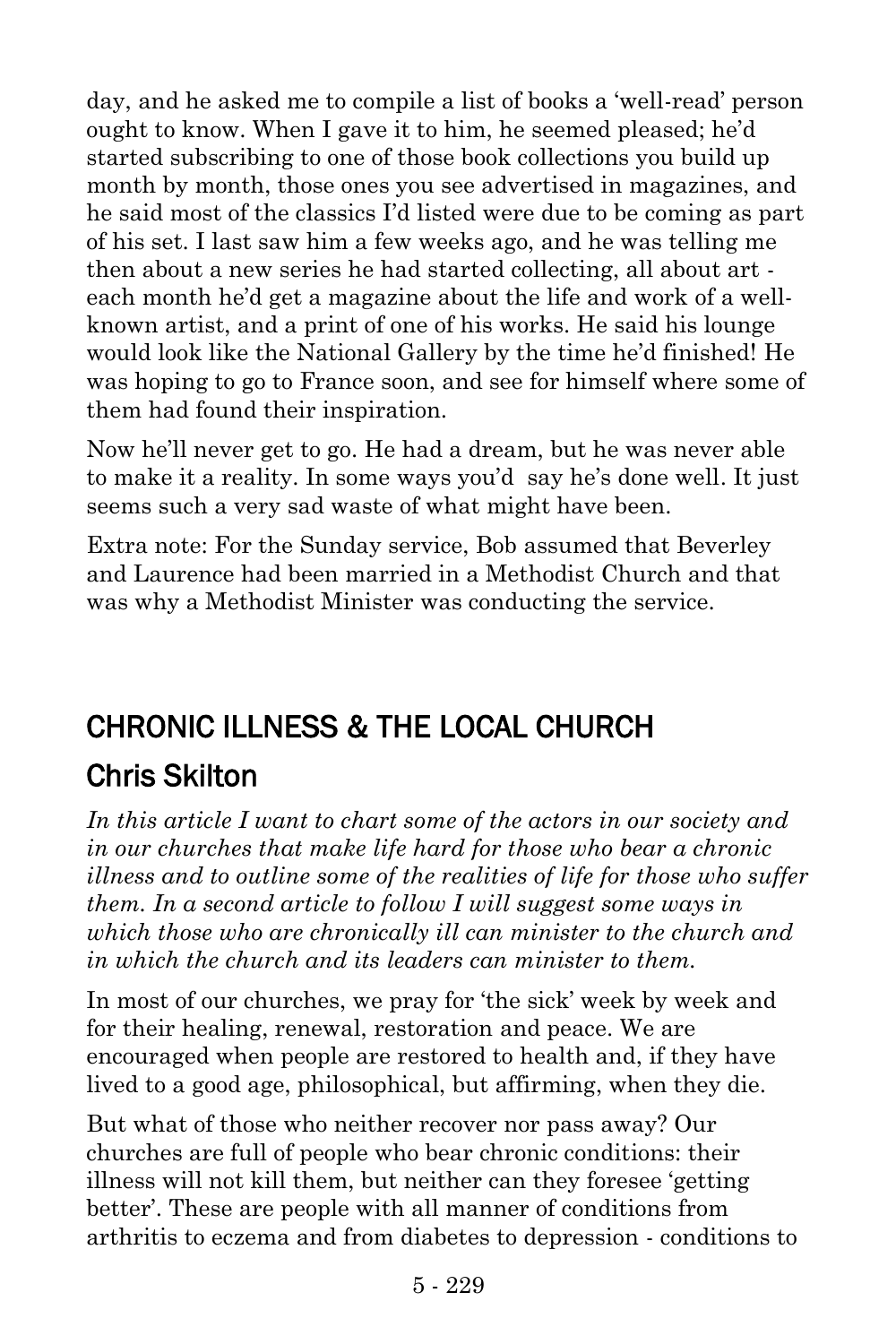day, and he asked me to compile a list of books a 'well-read' person ought to know. When I gave it to him, he seemed pleased; he'd started subscribing to one of those book collections you build up month by month, those ones you see advertised in magazines, and he said most of the classics I'd listed were due to be coming as part of his set. I last saw him a few weeks ago, and he was telling me then about a new series he had started collecting, all about art - each month he'd get a magazine about the life and work of a well-known artist, and a print of one of his works. He said his lounge would look like the National Gallery by the time he'd finished! He was hoping to go to France soon, and see for himself where some of them had found their inspiration.

Now he'll never get to go. He had a dream, but he was never able to make it a reality. In some ways you'd say he's done well. It just seems such a very sad waste of what might have been.

Extra note: For the Sunday service, Bob assumed that Beverley and Laurence had been married in a Methodist Church and that was why a Methodist Minister was conducting the service.

## CHRONIC ILLNESS & THE LOCAL CHURCH

## Chris Skilton

*In this article I want to chart some of the actors in our society and in our churches that make life hard for those who bear a chronic illness and to outline some of the realities of life for those who suffer them. In a second article to follow I will suggest some ways in which those who are chronically ill can minister to the church and in which the church and its leaders can minister to them.*

In most of our churches, we pray for 'the sick' week by week and for their healing, renewal, restoration and peace. We are encouraged when people are restored to health and, if they have lived to a good age, philosophical, but affirming, when they die.

But what of those who neither recover nor pass away? Our churches are full of people who bear chronic conditions: their illness will not kill them, but neither can they foresee 'getting better'. These are people with all manner of conditions from arthritis to eczema and from diabetes to depression - conditions to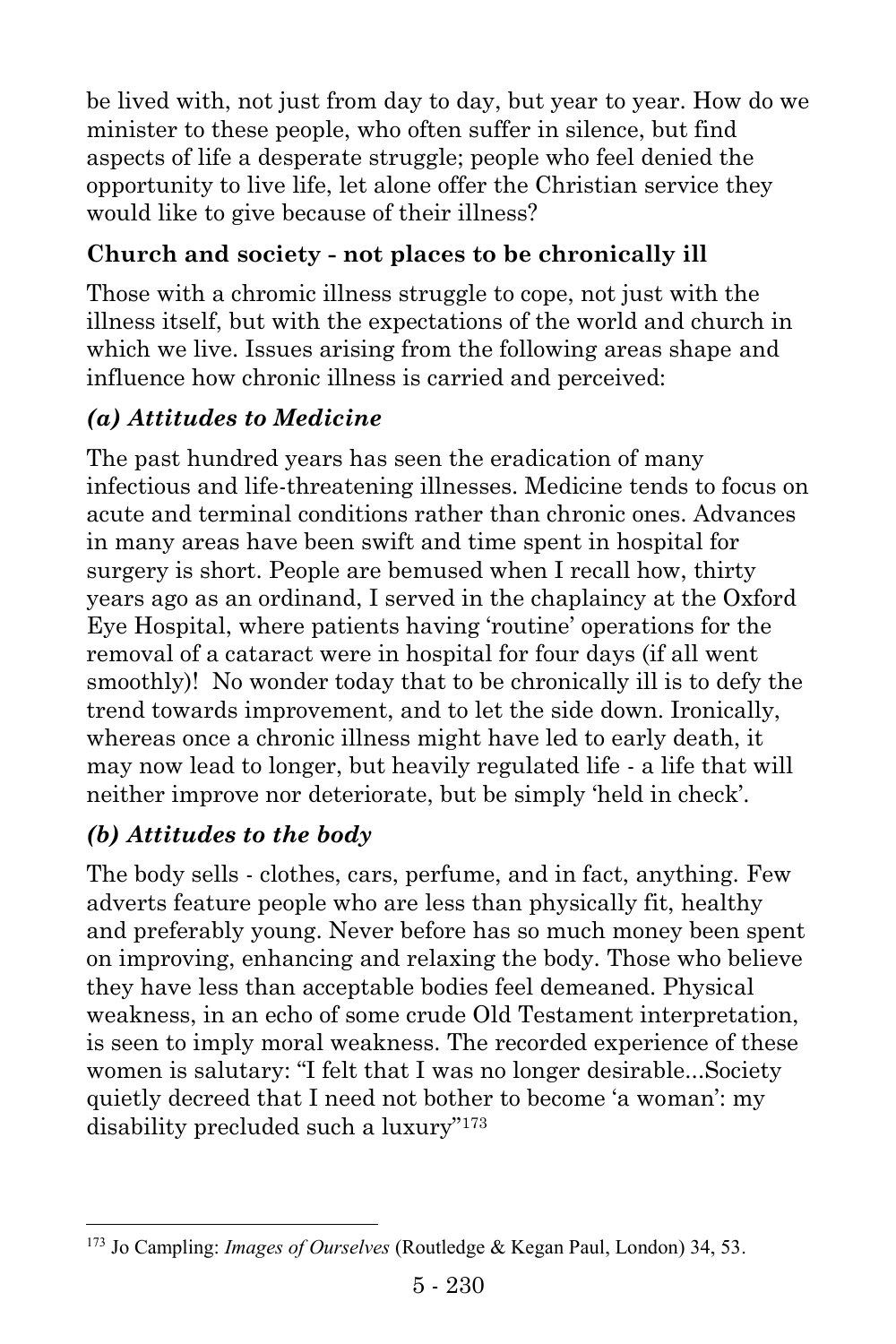be lived with, not just from day to day, but year to year. How do we minister to these people, who often suffer in silence, but find aspects of life a desperate struggle; people who feel denied the opportunity to live life, let alone offer the Christian service they would like to give because of their illness?

**Church and society - not places to be chronically ill**

Those with a chromic illness struggle to cope, not just with the illness itself, but with the expectations of the world and church in which we live. Issues arising from the following areas shape and influence how chronic illness is carried and perceived:

***(a) Attitudes to Medicine***

The past hundred years has seen the eradication of many infectious and life-threatening illnesses. Medicine tends to focus on acute and terminal conditions rather than chronic ones. Advances in many areas have been swift and time spent in hospital for surgery is short. People are bemused when I recall how, thirty years ago as an ordinand, I served in the chaplaincy at the Oxford Eye Hospital, where patients having 'routine' operations for the removal of a cataract were in hospital for four days (if all went smoothly)! No wonder today that to be chronically ill is to defy the trend towards improvement, and to let the side down. Ironically, whereas once a chronic illness might have led to early death, it may now lead to longer, but heavily regulated life - a life that will neither improve nor deteriorate, but be simply 'held in check'.

***(b) Attitudes to the body***

The body sells - clothes, cars, perfume, and in fact, anything. Few adverts feature people who are less than physically fit, healthy and preferably young. Never before has so much money been spent on improving, enhancing and relaxing the body. Those who believe they have less than acceptable bodies feel demeaned. Physical weakness, in an echo of some crude Old Testament interpretation, is seen to imply moral weakness. The recorded experience of these women is salutary: "I felt that I was no longer desirable...Society quietly decreed that I need not bother to become 'a woman': my disability precluded such a luxury"[173]

---

[173] Jo Campling: *Images of Ourselves* (Routledge & Kegan Paul, London) 34, 53.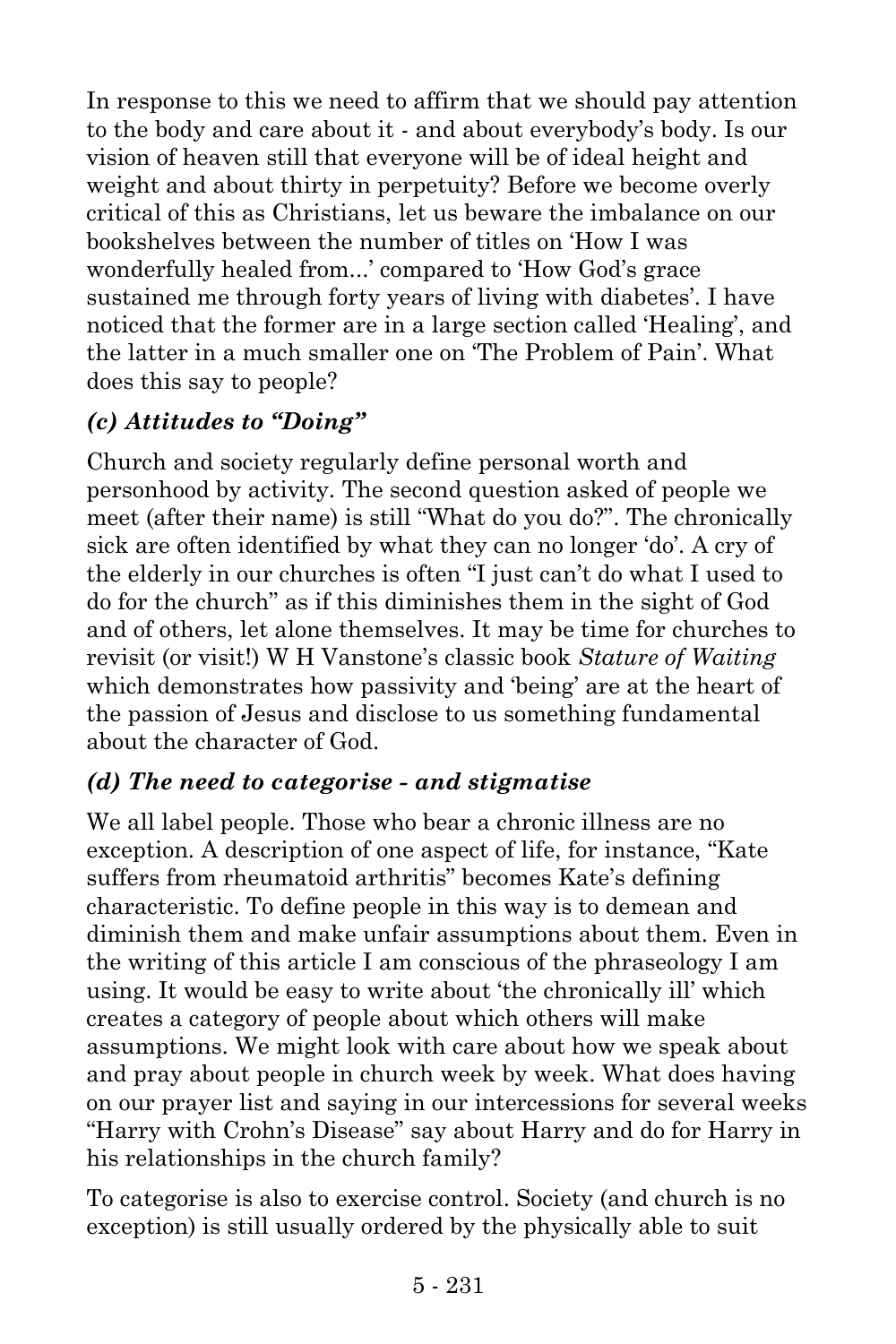In response to this we need to affirm that we should pay attention to the body and care about it - and about everybody's body. Is our vision of heaven still that everyone will be of ideal height and weight and about thirty in perpetuity? Before we become overly critical of this as Christians, let us beware the imbalance on our bookshelves between the number of titles on 'How I was wonderfully healed from...' compared to 'How God's grace sustained me through forty years of living with diabetes'. I have noticed that the former are in a large section called 'Healing', and the latter in a much smaller one on 'The Problem of Pain'. What does this say to people?

### *(c) Attitudes to "Doing"*

Church and society regularly define personal worth and personhood by activity. The second question asked of people we meet (after their name) is still "What do you do?". The chronically sick are often identified by what they can no longer 'do'. A cry of the elderly in our churches is often "I just can't do what I used to do for the church" as if this diminishes them in the sight of God and of others, let alone themselves. It may be time for churches to revisit (or visit!) W H Vanstone's classic book *Stature of Waiting* which demonstrates how passivity and 'being' are at the heart of the passion of Jesus and disclose to us something fundamental about the character of God.

### *(d) The need to categorise - and stigmatise*

We all label people. Those who bear a chronic illness are no exception. A description of one aspect of life, for instance, "Kate suffers from rheumatoid arthritis" becomes Kate's defining characteristic. To define people in this way is to demean and diminish them and make unfair assumptions about them. Even in the writing of this article I am conscious of the phraseology I am using. It would be easy to write about 'the chronically ill' which creates a category of people about which others will make assumptions. We might look with care about how we speak about and pray about people in church week by week. What does having on our prayer list and saying in our intercessions for several weeks "Harry with Crohn's Disease" say about Harry and do for Harry in his relationships in the church family?

To categorise is also to exercise control. Society (and church is no exception) is still usually ordered by the physically able to suit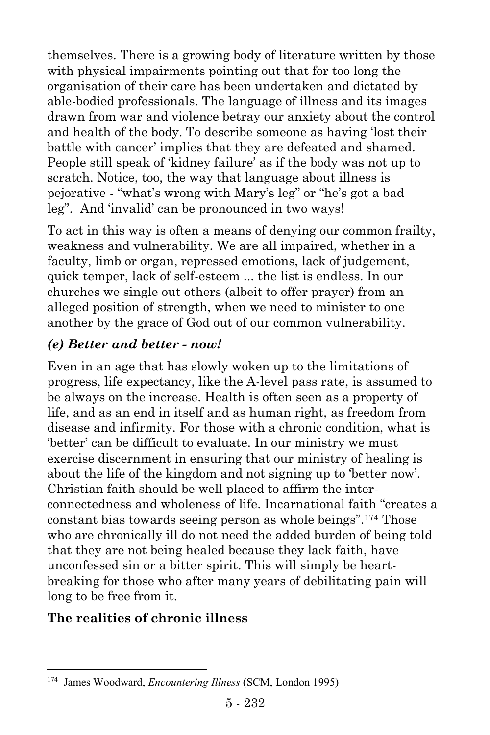themselves. There is a growing body of literature written by those with physical impairments pointing out that for too long the organisation of their care has been undertaken and dictated by able-bodied professionals. The language of illness and its images drawn from war and violence betray our anxiety about the control and health of the body. To describe someone as having 'lost their battle with cancer' implies that they are defeated and shamed. People still speak of 'kidney failure' as if the body was not up to scratch. Notice, too, the way that language about illness is pejorative - "what's wrong with Mary's leg" or "he's got a bad leg". And 'invalid' can be pronounced in two ways!

To act in this way is often a means of denying our common frailty, weakness and vulnerability. We are all impaired, whether in a faculty, limb or organ, repressed emotions, lack of judgement, quick temper, lack of self-esteem ... the list is endless. In our churches we single out others (albeit to offer prayer) from an alleged position of strength, when we need to minister to one another by the grace of God out of our common vulnerability.

### *(e) Better and better - now!*

Even in an age that has slowly woken up to the limitations of progress, life expectancy, like the A-level pass rate, is assumed to be always on the increase. Health is often seen as a property of life, and as an end in itself and as human right, as freedom from disease and infirmity. For those with a chronic condition, what is 'better' can be difficult to evaluate. In our ministry we must exercise discernment in ensuring that our ministry of healing is about the life of the kingdom and not signing up to 'better now'. Christian faith should be well placed to affirm the inter-connectedness and wholeness of life. Incarnational faith "creates a constant bias towards seeing person as whole beings".[174] Those who are chronically ill do not need the added burden of being told that they are not being healed because they lack faith, have unconfessed sin or a bitter spirit. This will simply be heart-breaking for those who after many years of debilitating pain will long to be free from it.

## The realities of chronic illness

---

[174] James Woodward, *Encountering Illness* (SCM, London 1995)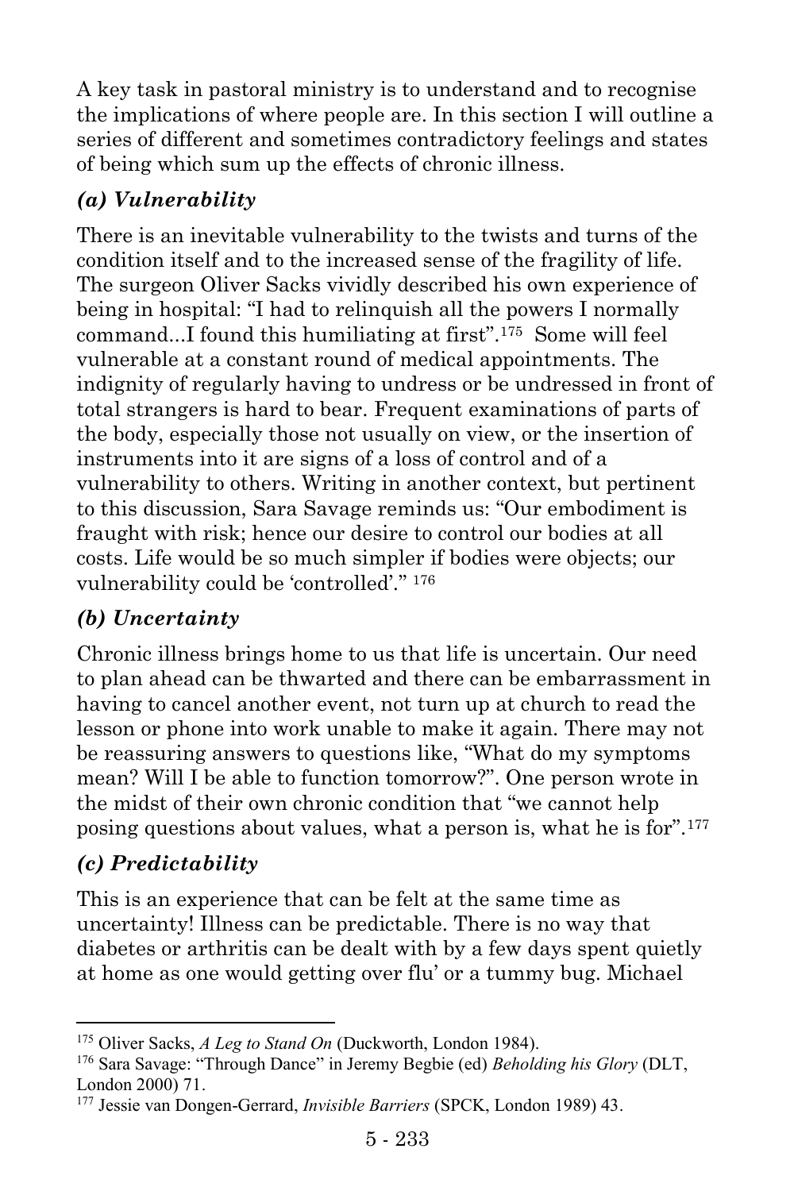A key task in pastoral ministry is to understand and to recognise the implications of where people are. In this section I will outline a series of different and sometimes contradictory feelings and states of being which sum up the effects of chronic illness.

### *(a) Vulnerability*

There is an inevitable vulnerability to the twists and turns of the condition itself and to the increased sense of the fragility of life. The surgeon Oliver Sacks vividly described his own experience of being in hospital: "I had to relinquish all the powers I normally command...I found this humiliating at first".[175] Some will feel vulnerable at a constant round of medical appointments. The indignity of regularly having to undress or be undressed in front of total strangers is hard to bear. Frequent examinations of parts of the body, especially those not usually on view, or the insertion of instruments into it are signs of a loss of control and of a vulnerability to others. Writing in another context, but pertinent to this discussion, Sara Savage reminds us: "Our embodiment is fraught with risk; hence our desire to control our bodies at all costs. Life would be so much simpler if bodies were objects; our vulnerability could be 'controlled'." [176]

### *(b) Uncertainty*

Chronic illness brings home to us that life is uncertain. Our need to plan ahead can be thwarted and there can be embarrassment in having to cancel another event, not turn up at church to read the lesson or phone into work unable to make it again. There may not be reassuring answers to questions like, "What do my symptoms mean? Will I be able to function tomorrow?". One person wrote in the midst of their own chronic condition that "we cannot help posing questions about values, what a person is, what he is for".[177]

### *(c) Predictability*

This is an experience that can be felt at the same time as uncertainty! Illness can be predictable. There is no way that diabetes or arthritis can be dealt with by a few days spent quietly at home as one would getting over flu' or a tummy bug. Michael

---

[175] Oliver Sacks, *A Leg to Stand On* (Duckworth, London 1984).

[176] Sara Savage: "Through Dance" in Jeremy Begbie (ed) *Beholding his Glory* (DLT, London 2000) 71.

[177] Jessie van Dongen-Gerrard, *Invisible Barriers* (SPCK, London 1989) 43.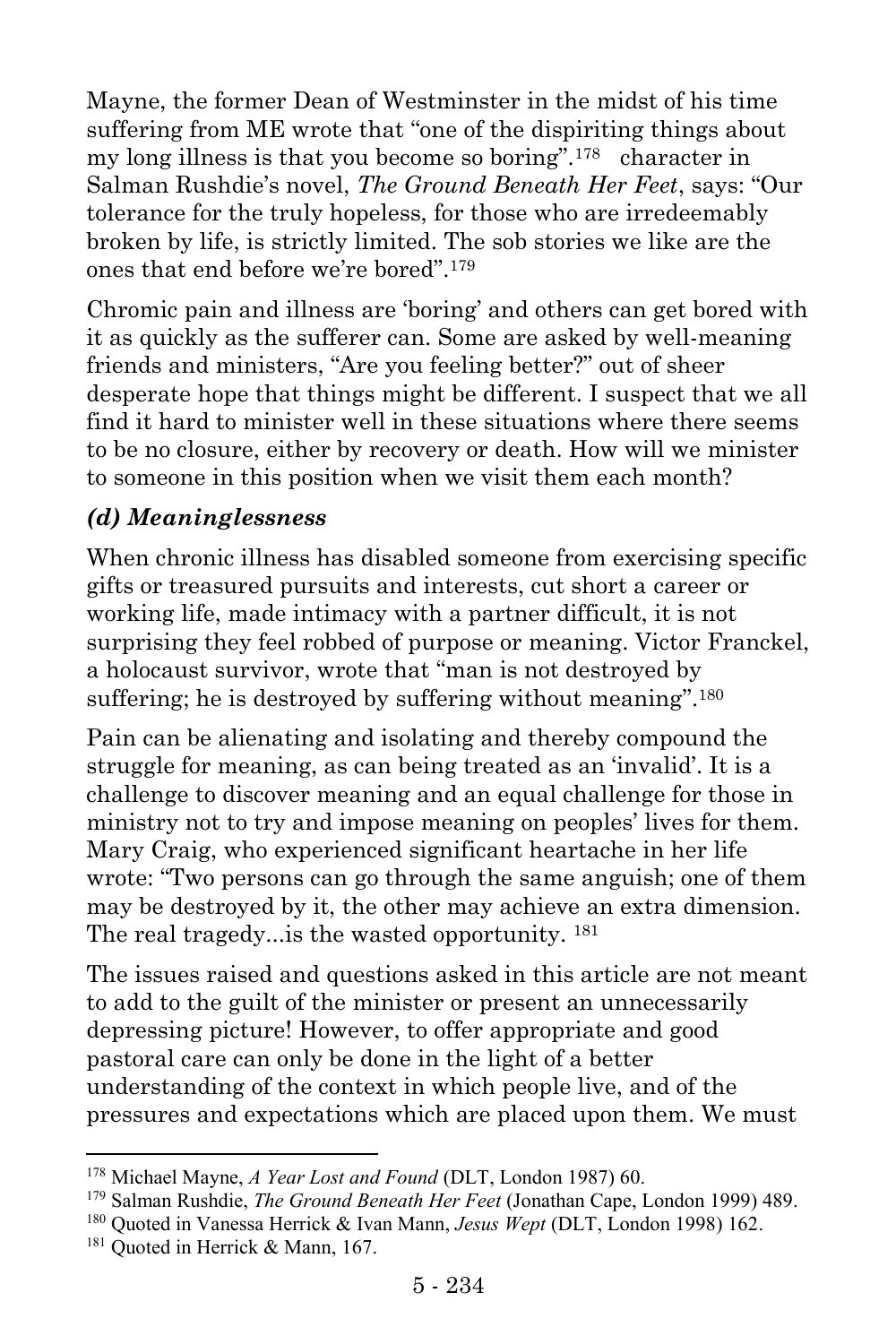Mayne, the former Dean of Westminster in the midst of his time suffering from ME wrote that "one of the dispiriting things about my long illness is that you become so boring".[178] character in Salman Rushdie's novel, *The Ground Beneath Her Feet*, says: "Our tolerance for the truly hopeless, for those who are irredeemably broken by life, is strictly limited. The sob stories we like are the ones that end before we're bored".[179]

Chromic pain and illness are 'boring' and others can get bored with it as quickly as the sufferer can. Some are asked by well-meaning friends and ministers, "Are you feeling better?" out of sheer desperate hope that things might be different. I suspect that we all find it hard to minister well in these situations where there seems to be no closure, either by recovery or death. How will we minister to someone in this position when we visit them each month?

### *(d) Meaninglessness*

When chronic illness has disabled someone from exercising specific gifts or treasured pursuits and interests, cut short a career or working life, made intimacy with a partner difficult, it is not surprising they feel robbed of purpose or meaning. Victor Franckel, a holocaust survivor, wrote that "man is not destroyed by suffering; he is destroyed by suffering without meaning".[180]

Pain can be alienating and isolating and thereby compound the struggle for meaning, as can being treated as an 'invalid'. It is a challenge to discover meaning and an equal challenge for those in ministry not to try and impose meaning on peoples' lives for them. Mary Craig, who experienced significant heartache in her life wrote: "Two persons can go through the same anguish; one of them may be destroyed by it, the other may achieve an extra dimension. The real tragedy...is the wasted opportunity. [181]

The issues raised and questions asked in this article are not meant to add to the guilt of the minister or present an unnecessarily depressing picture! However, to offer appropriate and good pastoral care can only be done in the light of a better understanding of the context in which people live, and of the pressures and expectations which are placed upon them. We must

---

[178] Michael Mayne, *A Year Lost and Found* (DLT, London 1987) 60.

[179] Salman Rushdie, *The Ground Beneath Her Feet* (Jonathan Cape, London 1999) 489.

[180] Quoted in Vanessa Herrick & Ivan Mann, *Jesus Wept* (DLT, London 1998) 162.

[181] Quoted in Herrick & Mann, 167.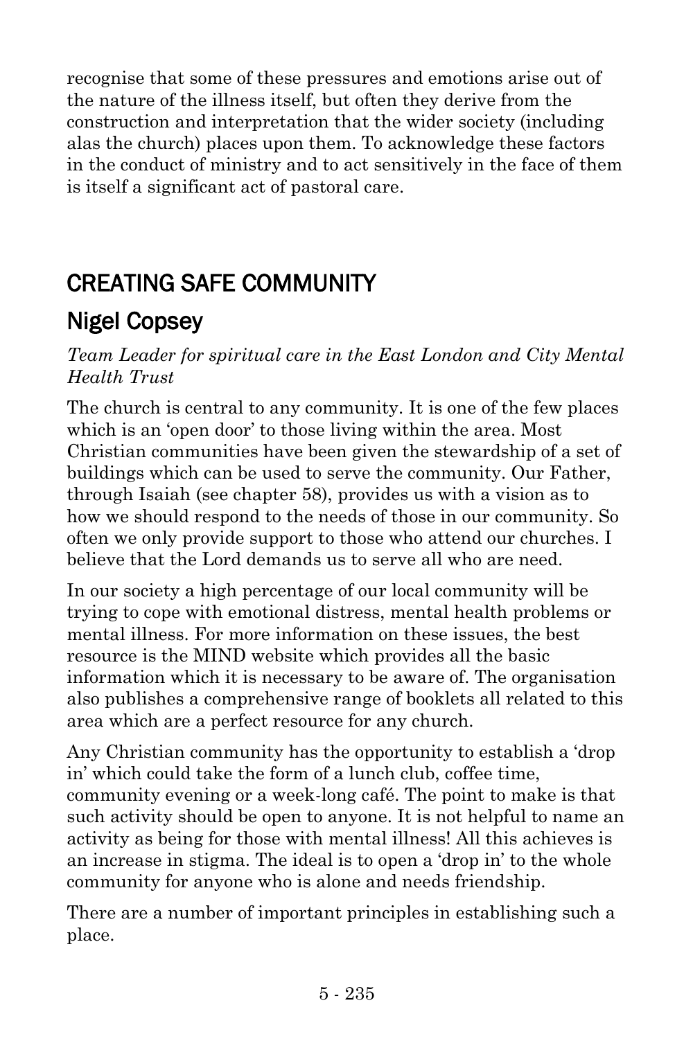recognise that some of these pressures and emotions arise out of the nature of the illness itself, but often they derive from the construction and interpretation that the wider society (including alas the church) places upon them. To acknowledge these factors in the conduct of ministry and to act sensitively in the face of them is itself a significant act of pastoral care.

## CREATING SAFE COMMUNITY

## Nigel Copsey

*Team Leader for spiritual care in the East London and City Mental Health Trust*

The church is central to any community. It is one of the few places which is an 'open door' to those living within the area. Most Christian communities have been given the stewardship of a set of buildings which can be used to serve the community. Our Father, through Isaiah (see chapter 58), provides us with a vision as to how we should respond to the needs of those in our community. So often we only provide support to those who attend our churches. I believe that the Lord demands us to serve all who are need.

In our society a high percentage of our local community will be trying to cope with emotional distress, mental health problems or mental illness. For more information on these issues, the best resource is the MIND website which provides all the basic information which it is necessary to be aware of. The organisation also publishes a comprehensive range of booklets all related to this area which are a perfect resource for any church.

Any Christian community has the opportunity to establish a 'drop in' which could take the form of a lunch club, coffee time, community evening or a week-long café. The point to make is that such activity should be open to anyone. It is not helpful to name an activity as being for those with mental illness! All this achieves is an increase in stigma. The ideal is to open a 'drop in' to the whole community for anyone who is alone and needs friendship.

There are a number of important principles in establishing such a place.